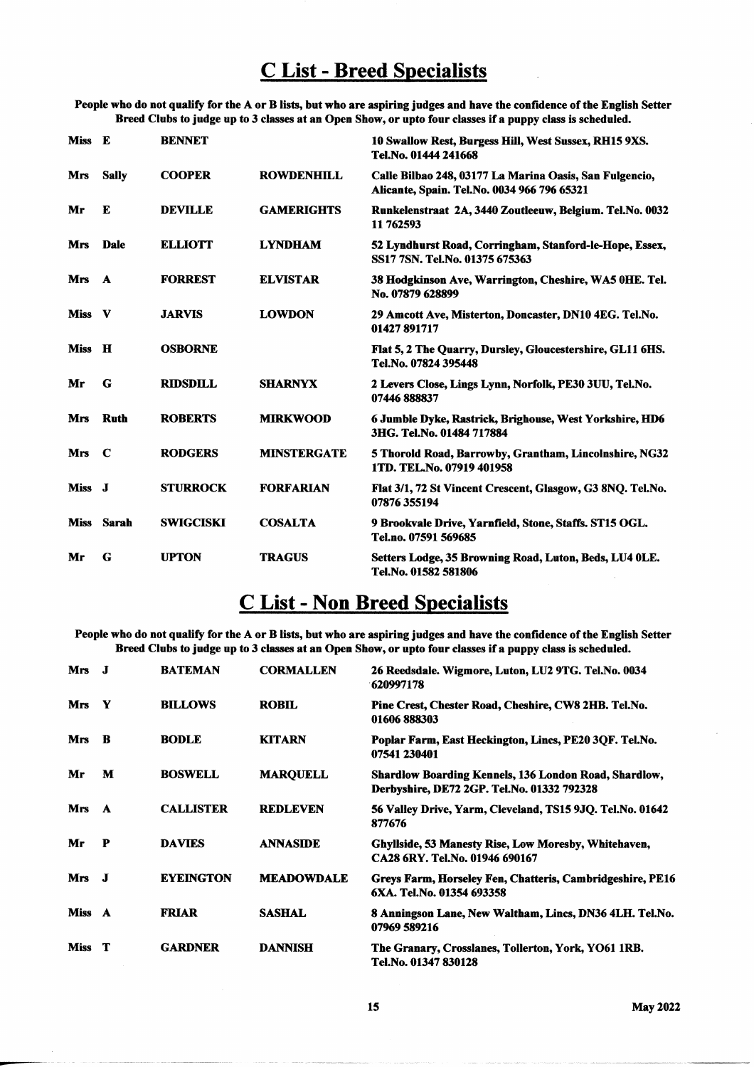## C List - Breed Specialists

**People who do not qualify for the A or B lists, but who are aspiring judges and have the confidence of the English Setter Breed Clubs to judge up to 3 classes at an Open Show, or upto four classes if a puppy class is scheduled.**

| | | | | |
|---|---|---|---|---|
| Miss | E | BENNET | | 10 Swallow Rest, Burgess Hill, West Sussex, RH15 9XS. Tel.No. 01444 241668 |
| Mrs | Sally | COOPER | ROWDENHILL | Calle Bilbao 248, 03177 La Marina Oasis, San Fulgencio, Alicante, Spain. Tel.No. 0034 966 796 65321 |
| Mr | E | DEVILLE | GAMERIGHTS | Runkelenstraat 2A, 3440 Zoutleeuw, Belgium. Tel.No. 0032 11 762593 |
| Mrs | Dale | ELLIOTT | LYNDHAM | 52 Lyndhurst Road, Corringham, Stanford-le-Hope, Essex, SS17 7SN. Tel.No. 01375 675363 |
| Mrs | A | FORREST | ELVISTAR | 38 Hodgkinson Ave, Warrington, Cheshire, WA5 0HE. Tel. No. 07879 628899 |
| Miss | V | JARVIS | LOWDON | 29 Amcott Ave, Misterton, Doncaster, DN10 4EG. Tel.No. 01427 891717 |
| Miss | H | OSBORNE | | Flat 5, 2 The Quarry, Dursley, Gloucestershire, GL11 6HS. Tel.No. 07824 395448 |
| Mr | G | RIDSDILL | SHARNYX | 2 Levers Close, Lings Lynn, Norfolk, PE30 3UU, Tel.No. 07446 888837 |
| Mrs | Ruth | ROBERTS | MIRKWOOD | 6 Jumble Dyke, Rastrick, Brighouse, West Yorkshire, HD6 3HG. Tel.No. 01484 717884 |
| Mrs | C | RODGERS | MINSTERGATE | 5 Thorold Road, Barrowby, Grantham, Lincolnshire, NG32 1TD. TEL.No. 07919 401958 |
| Miss | J | STURROCK | FORFARIAN | Flat 3/1, 72 St Vincent Crescent, Glasgow, G3 8NQ. Tel.No. 07876 355194 |
| Miss | Sarah | SWIGCISKI | COSALTA | 9 Brookvale Drive, Yarnfield, Stone, Staffs. ST15 OGL. Tel.no. 07591 569685 |
| Mr | G | UPTON | TRAGUS | Setters Lodge, 35 Browning Road, Luton, Beds, LU4 0LE. Tel.No. 01582 581806 |

## C List - Non Breed Specialists

**People who do not qualify for the A or B lists, but who are aspiring judges and have the confidence of the English Setter Breed Clubs to judge up to 3 classes at an Open Show, or upto four classes if a puppy class is scheduled.**

| | | | | |
|---|---|---|---|---|
| Mrs | J | BATEMAN | CORMALLEN | 26 Reedsdale. Wigmore, Luton, LU2 9TG. Tel.No. 0034 620997178 |
| Mrs | Y | BILLOWS | ROBIL | Pine Crest, Chester Road, Cheshire, CW8 2HB. Tel.No. 01606 888303 |
| Mrs | B | BODLE | KITARN | Poplar Farm, East Heckington, Lincs, PE20 3QF. Tel.No. 07541 230401 |
| Mr | M | BOSWELL | MARQUELL | Shardlow Boarding Kennels, 136 London Road, Shardlow, Derbyshire, DE72 2GP. Tel.No. 01332 792328 |
| Mrs | A | CALLISTER | REDLEVEN | 56 Valley Drive, Yarm, Cleveland, TS15 9JQ. Tel.No. 01642 877676 |
| Mr | P | DAVIES | ANNASIDE | Ghyllside, 53 Manesty Rise, Low Moresby, Whitehaven, CA28 6RY. Tel.No. 01946 690167 |
| Mrs | J | EYEINGTON | MEADOWDALE | Greys Farm, Horseley Fen, Chatteris, Cambridgeshire, PE16 6XA. Tel.No. 01354 693358 |
| Miss | A | FRIAR | SASHAL | 8 Anningson Lane, New Waltham, Lincs, DN36 4LH. Tel.No. 07969 589216 |
| Miss | T | GARDNER | DANNISH | The Granary, Crosslanes, Tollerton, York, YO61 1RB. Tel.No. 01347 830128 |

May 2022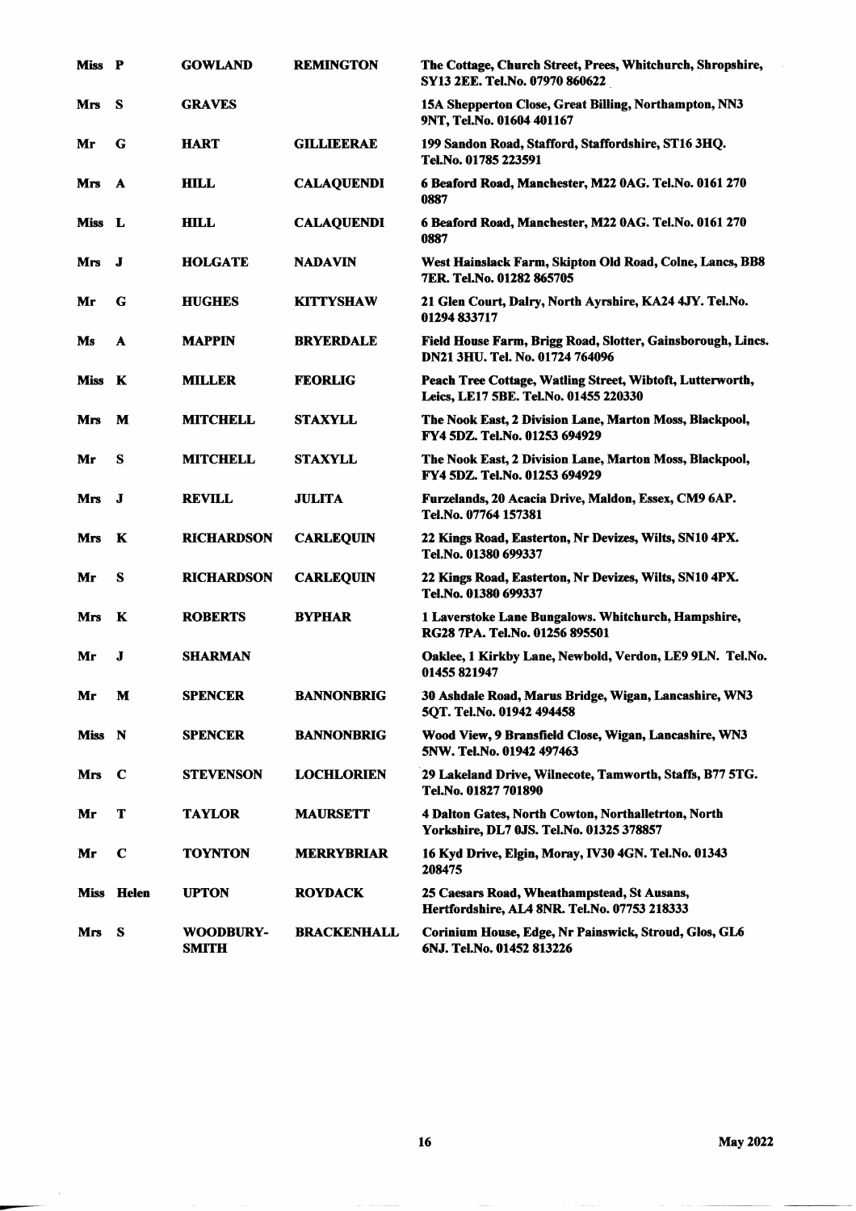| | | | | |
|---|---|---|---|---|
| Miss | P | GOWLAND | REMINGTON | The Cottage, Church Street, Prees, Whitchurch, Shropshire, SY13 2EE. Tel.No. 07970 860622 |
| Mrs | S | GRAVES | | 15A Shepperton Close, Great Billing, Northampton, NN3 9NT, Tel.No. 01604 401167 |
| Mr | G | HART | GILLIEERAE | 199 Sandon Road, Stafford, Staffordshire, ST16 3HQ. Tel.No. 01785 223591 |
| Mrs | A | HILL | CALAQUENDI | 6 Beaford Road, Manchester, M22 0AG. Tel.No. 0161 270 0887 |
| Miss | L | HILL | CALAQUENDI | 6 Beaford Road, Manchester, M22 0AG. Tel.No. 0161 270 0887 |
| Mrs | J | HOLGATE | NADAVIN | West Hainslack Farm, Skipton Old Road, Colne, Lancs, BB8 7ER. Tel.No. 01282 865705 |
| Mr | G | HUGHES | KITTYSHAW | 21 Glen Court, Dalry, North Ayrshire, KA24 4JY. Tel.No. 01294 833717 |
| Ms | A | MAPPIN | BRYERDALE | Field House Farm, Brigg Road, Slotter, Gainsborough, Lincs. DN21 3HU. Tel. No. 01724 764096 |
| Miss | K | MILLER | FEORLIG | Peach Tree Cottage, Watling Street, Wibtoft, Lutterworth, Leics, LE17 5BE. Tel.No. 01455 220330 |
| Mrs | M | MITCHELL | STAXYLL | The Nook East, 2 Division Lane, Marton Moss, Blackpool, FY4 5DZ. Tel.No. 01253 694929 |
| Mr | S | MITCHELL | STAXYLL | The Nook East, 2 Division Lane, Marton Moss, Blackpool, FY4 5DZ. Tel.No. 01253 694929 |
| Mrs | J | REVILL | JULITA | Furzelands, 20 Acacia Drive, Maldon, Essex, CM9 6AP. Tel.No. 07764 157381 |
| Mrs | K | RICHARDSON | CARLEQUIN | 22 Kings Road, Easterton, Nr Devizes, Wilts, SN10 4PX. Tel.No. 01380 699337 |
| Mr | S | RICHARDSON | CARLEQUIN | 22 Kings Road, Easterton, Nr Devizes, Wilts, SN10 4PX. Tel.No. 01380 699337 |
| Mrs | K | ROBERTS | BYPHAR | 1 Laverstoke Lane Bungalows. Whitchurch, Hampshire, RG28 7PA. Tel.No. 01256 895501 |
| Mr | J | SHARMAN | | Oaklee, 1 Kirkby Lane, Newbold, Verdon, LE9 9LN. Tel.No. 01455 821947 |
| Mr | M | SPENCER | BANNONBRIG | 30 Ashdale Road, Marus Bridge, Wigan, Lancashire, WN3 5QT. Tel.No. 01942 494458 |
| Miss | N | SPENCER | BANNONBRIG | Wood View, 9 Bransfield Close, Wigan, Lancashire, WN3 5NW. Tel.No. 01942 497463 |
| Mrs | C | STEVENSON | LOCHLORIEN | 29 Lakeland Drive, Wilnecote, Tamworth, Staffs, B77 5TG. Tel.No. 01827 701890 |
| Mr | T | TAYLOR | MAURSETT | 4 Dalton Gates, North Cowton, Northalletrton, North Yorkshire, DL7 0JS. Tel.No. 01325 378857 |
| Mr | C | TOYNTON | MERRYBRIAR | 16 Kyd Drive, Elgin, Moray, IV30 4GN. Tel.No. 01343 208475 |
| Miss | Helen | UPTON | ROYDACK | 25 Caesars Road, Wheathampstead, St Ausans, Hertfordshire, AL4 8NR. Tel.No. 07753 218333 |
| Mrs | S | WOODBURY-SMITH | BRACKENHALL | Corinium House, Edge, Nr Painswick, Stroud, Glos, GL6 6NJ. Tel.No. 01452 813226 |

May 2022